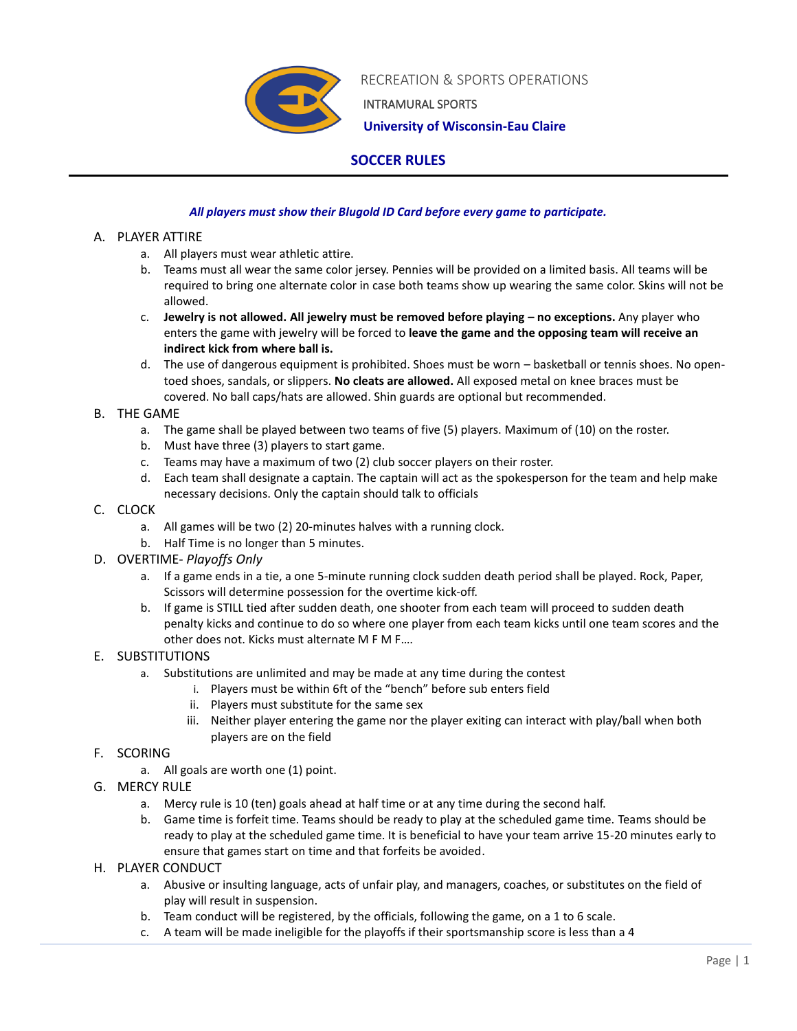RECREATION & SPORTS OPERATIONS

INTRAMURAL SPORTS

**University of Wisconsin-Eau Claire**

# SOCCER RULES

***All players must show their Blugold ID Card before every game to participate.***

A. PLAYER ATTIRE
   a. All players must wear athletic attire.
   b. Teams must all wear the same color jersey. Pennies will be provided on a limited basis. All teams will be required to bring one alternate color in case both teams show up wearing the same color. Skins will not be allowed.
   c. **Jewelry is not allowed. All jewelry must be removed before playing – no exceptions.** Any player who enters the game with jewelry will be forced to **leave the game and the opposing team will receive an indirect kick from where ball is.**
   d. The use of dangerous equipment is prohibited. Shoes must be worn – basketball or tennis shoes. No open-toed shoes, sandals, or slippers. **No cleats are allowed.** All exposed metal on knee braces must be covered. No ball caps/hats are allowed. Shin guards are optional but recommended.

B. THE GAME
   a. The game shall be played between two teams of five (5) players. Maximum of (10) on the roster.
   b. Must have three (3) players to start game.
   c. Teams may have a maximum of two (2) club soccer players on their roster.
   d. Each team shall designate a captain. The captain will act as the spokesperson for the team and help make necessary decisions. Only the captain should talk to officials

C. CLOCK
   a. All games will be two (2) 20-minutes halves with a running clock.
   b. Half Time is no longer than 5 minutes.

D. OVERTIME- *Playoffs Only*
   a. If a game ends in a tie, a one 5-minute running clock sudden death period shall be played. Rock, Paper, Scissors will determine possession for the overtime kick-off.
   b. If game is STILL tied after sudden death, one shooter from each team will proceed to sudden death penalty kicks and continue to do so where one player from each team kicks until one team scores and the other does not. Kicks must alternate M F M F….

E. SUBSTITUTIONS
   a. Substitutions are unlimited and may be made at any time during the contest
      i. Players must be within 6ft of the "bench" before sub enters field
      ii. Players must substitute for the same sex
      iii. Neither player entering the game nor the player exiting can interact with play/ball when both players are on the field

F. SCORING
   a. All goals are worth one (1) point.

G. MERCY RULE
   a. Mercy rule is 10 (ten) goals ahead at half time or at any time during the second half.
   b. Game time is forfeit time. Teams should be ready to play at the scheduled game time. Teams should be ready to play at the scheduled game time. It is beneficial to have your team arrive 15-20 minutes early to ensure that games start on time and that forfeits be avoided.

H. PLAYER CONDUCT
   a. Abusive or insulting language, acts of unfair play, and managers, coaches, or substitutes on the field of play will result in suspension.
   b. Team conduct will be registered, by the officials, following the game, on a 1 to 6 scale.
   c. A team will be made ineligible for the playoffs if their sportsmanship score is less than a 4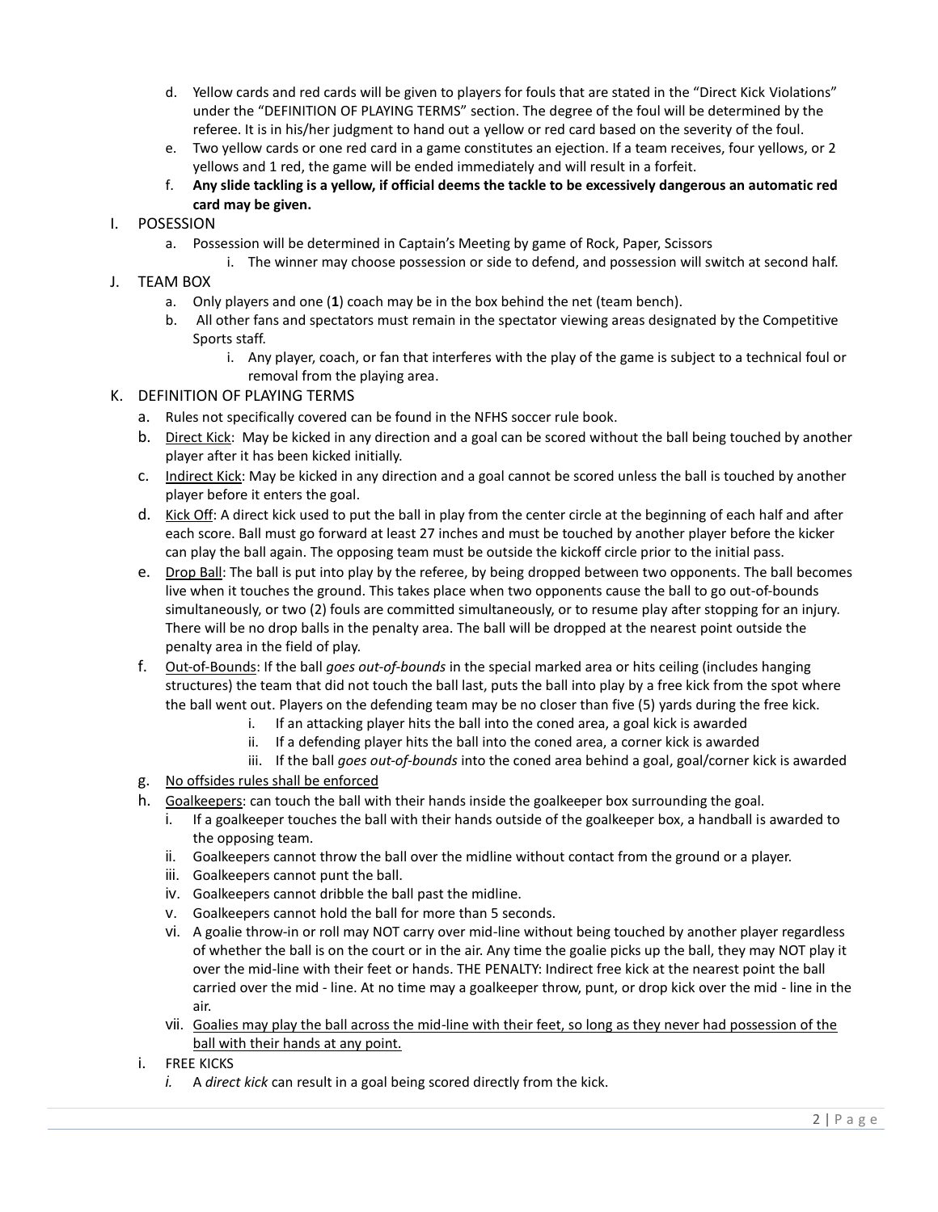d. Yellow cards and red cards will be given to players for fouls that are stated in the "Direct Kick Violations" under the "DEFINITION OF PLAYING TERMS" section. The degree of the foul will be determined by the referee. It is in his/her judgment to hand out a yellow or red card based on the severity of the foul.

e. Two yellow cards or one red card in a game constitutes an ejection. If a team receives, four yellows, or 2 yellows and 1 red, the game will be ended immediately and will result in a forfeit.

f. **Any slide tackling is a yellow, if official deems the tackle to be excessively dangerous an automatic red card may be given.**

I. POSESSION

a. Possession will be determined in Captain's Meeting by game of Rock, Paper, Scissors

i. The winner may choose possession or side to defend, and possession will switch at second half.

J. TEAM BOX

a. Only players and one (**1**) coach may be in the box behind the net (team bench).

b. All other fans and spectators must remain in the spectator viewing areas designated by the Competitive Sports staff.

i. Any player, coach, or fan that interferes with the play of the game is subject to a technical foul or removal from the playing area.

K. DEFINITION OF PLAYING TERMS

a. Rules not specifically covered can be found in the NFHS soccer rule book.

b. <u>Direct Kick</u>: May be kicked in any direction and a goal can be scored without the ball being touched by another player after it has been kicked initially.

c. <u>Indirect Kick</u>: May be kicked in any direction and a goal cannot be scored unless the ball is touched by another player before it enters the goal.

d. <u>Kick Off</u>: A direct kick used to put the ball in play from the center circle at the beginning of each half and after each score. Ball must go forward at least 27 inches and must be touched by another player before the kicker can play the ball again. The opposing team must be outside the kickoff circle prior to the initial pass.

e. <u>Drop Ball</u>: The ball is put into play by the referee, by being dropped between two opponents. The ball becomes live when it touches the ground. This takes place when two opponents cause the ball to go out-of-bounds simultaneously, or two (2) fouls are committed simultaneously, or to resume play after stopping for an injury. There will be no drop balls in the penalty area. The ball will be dropped at the nearest point outside the penalty area in the field of play.

f. <u>Out-of-Bounds</u>: If the ball *goes out-of-bounds* in the special marked area or hits ceiling (includes hanging structures) the team that did not touch the ball last, puts the ball into play by a free kick from the spot where the ball went out. Players on the defending team may be no closer than five (5) yards during the free kick.

i. If an attacking player hits the ball into the coned area, a goal kick is awarded

ii. If a defending player hits the ball into the coned area, a corner kick is awarded

iii. If the ball *goes out-of-bounds* into the coned area behind a goal, goal/corner kick is awarded

g. <u>No offsides rules shall be enforced</u>

h. <u>Goalkeepers</u>: can touch the ball with their hands inside the goalkeeper box surrounding the goal.

i. If a goalkeeper touches the ball with their hands outside of the goalkeeper box, a handball is awarded to the opposing team.

ii. Goalkeepers cannot throw the ball over the midline without contact from the ground or a player.

iii. Goalkeepers cannot punt the ball.

iv. Goalkeepers cannot dribble the ball past the midline.

v. Goalkeepers cannot hold the ball for more than 5 seconds.

vi. A goalie throw-in or roll may NOT carry over mid-line without being touched by another player regardless of whether the ball is on the court or in the air. Any time the goalie picks up the ball, they may NOT play it over the mid-line with their feet or hands. THE PENALTY: Indirect free kick at the nearest point the ball carried over the mid - line. At no time may a goalkeeper throw, punt, or drop kick over the mid - line in the air.

vii. <u>Goalies may play the ball across the mid-line with their feet, so long as they never had possession of the ball with their hands at any point.</u>

i. FREE KICKS

*i.* A *direct kick* can result in a goal being scored directly from the kick.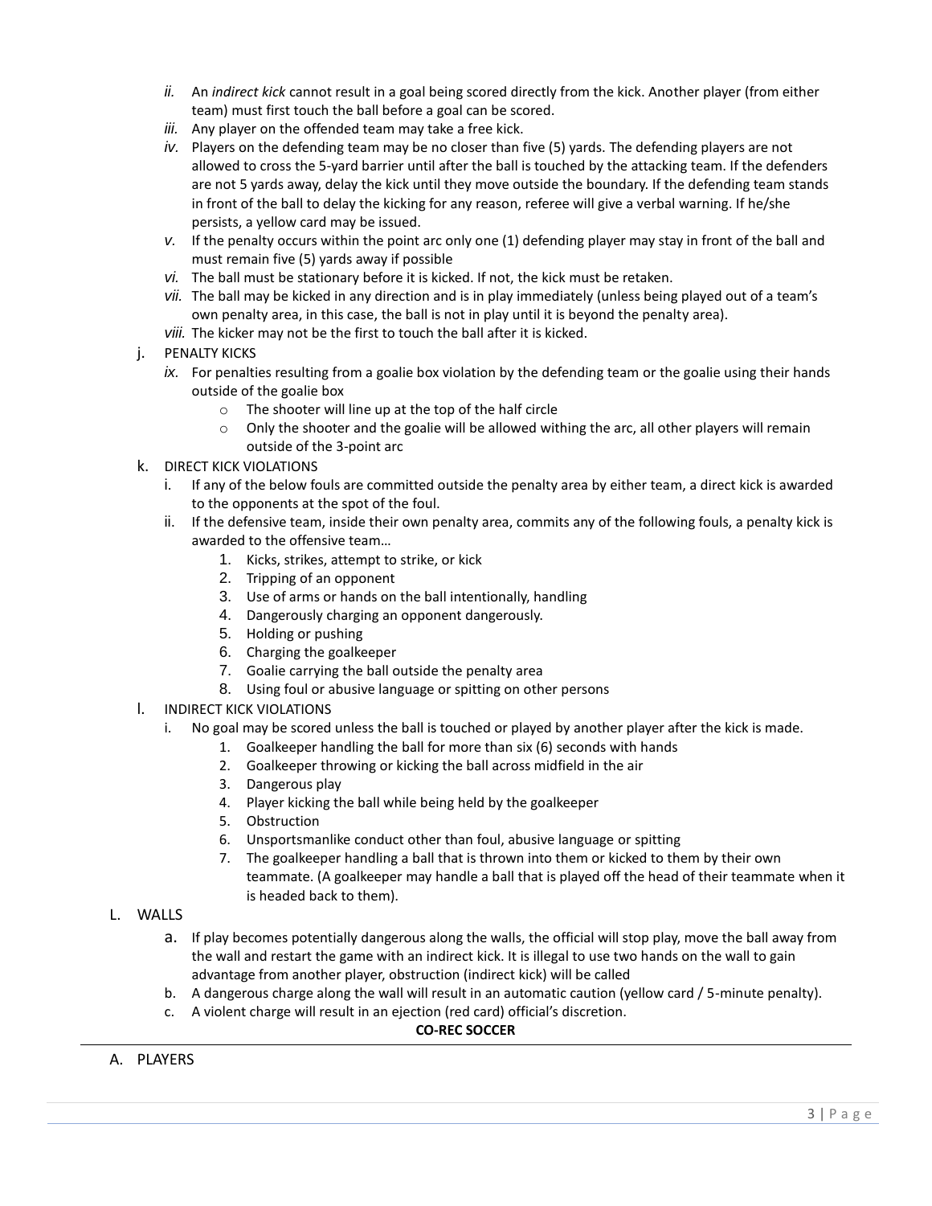ii. An *indirect kick* cannot result in a goal being scored directly from the kick. Another player (from either team) must first touch the ball before a goal can be scored.

iii. Any player on the offended team may take a free kick.

iv. Players on the defending team may be no closer than five (5) yards. The defending players are not allowed to cross the 5-yard barrier until after the ball is touched by the attacking team. If the defenders are not 5 yards away, delay the kick until they move outside the boundary. If the defending team stands in front of the ball to delay the kicking for any reason, referee will give a verbal warning. If he/she persists, a yellow card may be issued.

v. If the penalty occurs within the point arc only one (1) defending player may stay in front of the ball and must remain five (5) yards away if possible

vi. The ball must be stationary before it is kicked. If not, the kick must be retaken.

vii. The ball may be kicked in any direction and is in play immediately (unless being played out of a team's own penalty area, in this case, the ball is not in play until it is beyond the penalty area).

viii. The kicker may not be the first to touch the ball after it is kicked.

j. PENALTY KICKS

ix. For penalties resulting from a goalie box violation by the defending team or the goalie using their hands outside of the goalie box

- The shooter will line up at the top of the half circle
- Only the shooter and the goalie will be allowed withing the arc, all other players will remain outside of the 3-point arc

k. DIRECT KICK VIOLATIONS

i. If any of the below fouls are committed outside the penalty area by either team, a direct kick is awarded to the opponents at the spot of the foul.

ii. If the defensive team, inside their own penalty area, commits any of the following fouls, a penalty kick is awarded to the offensive team…

1. Kicks, strikes, attempt to strike, or kick
2. Tripping of an opponent
3. Use of arms or hands on the ball intentionally, handling
4. Dangerously charging an opponent dangerously.
5. Holding or pushing
6. Charging the goalkeeper
7. Goalie carrying the ball outside the penalty area
8. Using foul or abusive language or spitting on other persons

l. INDIRECT KICK VIOLATIONS

i. No goal may be scored unless the ball is touched or played by another player after the kick is made.

1. Goalkeeper handling the ball for more than six (6) seconds with hands
2. Goalkeeper throwing or kicking the ball across midfield in the air
3. Dangerous play
4. Player kicking the ball while being held by the goalkeeper
5. Obstruction
6. Unsportsmanlike conduct other than foul, abusive language or spitting
7. The goalkeeper handling a ball that is thrown into them or kicked to them by their own teammate. (A goalkeeper may handle a ball that is played off the head of their teammate when it is headed back to them).

L. WALLS

a. If play becomes potentially dangerous along the walls, the official will stop play, move the ball away from the wall and restart the game with an indirect kick. It is illegal to use two hands on the wall to gain advantage from another player, obstruction (indirect kick) will be called

b. A dangerous charge along the wall will result in an automatic caution (yellow card / 5-minute penalty).

c. A violent charge will result in an ejection (red card) official's discretion.

## CO-REC SOCCER

A. PLAYERS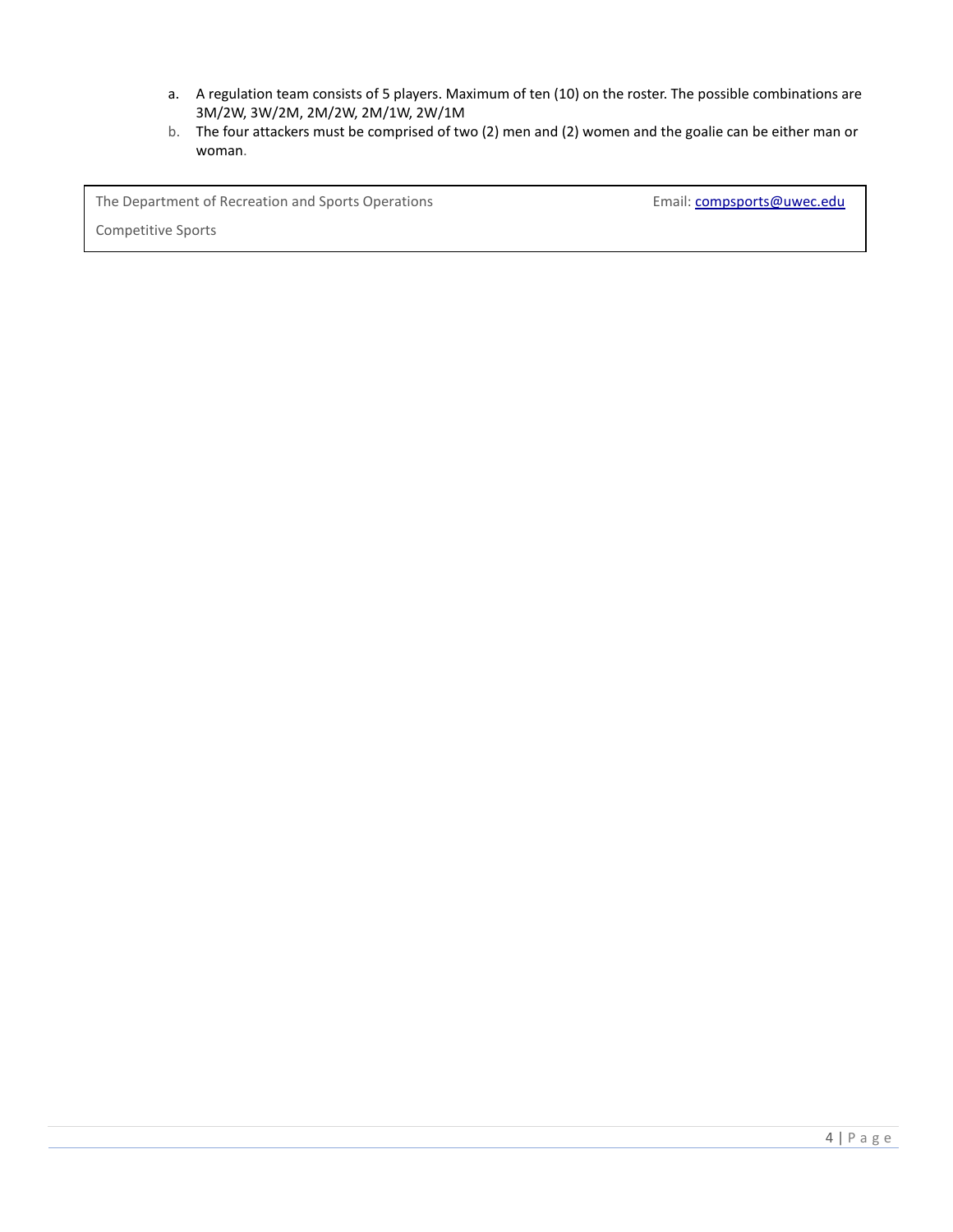a. A regulation team consists of 5 players. Maximum of ten (10) on the roster. The possible combinations are 3M/2W, 3W/2M, 2M/2W, 2M/1W, 2W/1M
b. The four attackers must be comprised of two (2) men and (2) women and the goalie can be either man or woman.

| | |
|---|---|
| The Department of Recreation and Sports Operations | Email: compsports@uwec.edu |
| Competitive Sports | |